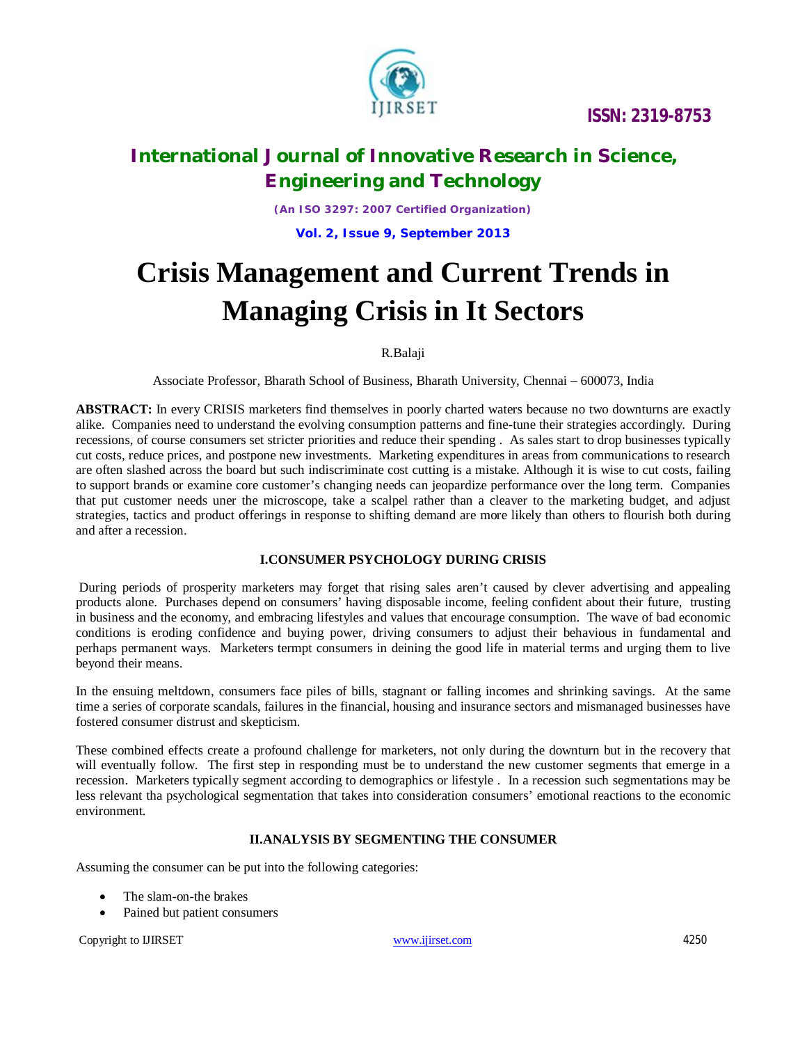# Crisis Management and Current Trends in Managing Crisis in It Sectors

R.Balaji

Associate Professor, Bharath School of Business, Bharath University, Chennai – 600073, India

**ABSTRACT:** In every CRISIS marketers find themselves in poorly charted waters because no two downturns are exactly alike. Companies need to understand the evolving consumption patterns and fine-tune their strategies accordingly. During recessions, of course consumers set stricter priorities and reduce their spending . As sales start to drop businesses typically cut costs, reduce prices, and postpone new investments. Marketing expenditures in areas from communications to research are often slashed across the board but such indiscriminate cost cutting is a mistake. Although it is wise to cut costs, failing to support brands or examine core customer's changing needs can jeopardize performance over the long term. Companies that put customer needs uner the microscope, take a scalpel rather than a cleaver to the marketing budget, and adjust strategies, tactics and product offerings in response to shifting demand are more likely than others to flourish both during and after a recession.

## I.CONSUMER PSYCHOLOGY DURING CRISIS

During periods of prosperity marketers may forget that rising sales aren't caused by clever advertising and appealing products alone. Purchases depend on consumers' having disposable income, feeling confident about their future, trusting in business and the economy, and embracing lifestyles and values that encourage consumption. The wave of bad economic conditions is eroding confidence and buying power, driving consumers to adjust their behavious in fundamental and perhaps permanent ways. Marketers termpt consumers in deining the good life in material terms and urging them to live beyond their means.

In the ensuing meltdown, consumers face piles of bills, stagnant or falling incomes and shrinking savings. At the same time a series of corporate scandals, failures in the financial, housing and insurance sectors and mismanaged businesses have fostered consumer distrust and skepticism.

These combined effects create a profound challenge for marketers, not only during the downturn but in the recovery that will eventually follow. The first step in responding must be to understand the new customer segments that emerge in a recession. Marketers typically segment according to demographics or lifestyle . In a recession such segmentations may be less relevant tha psychological segmentation that takes into consideration consumers' emotional reactions to the economic environment.

## II.ANALYSIS BY SEGMENTING THE CONSUMER

Assuming the consumer can be put into the following categories:

- The slam-on-the brakes
- Pained but patient consumers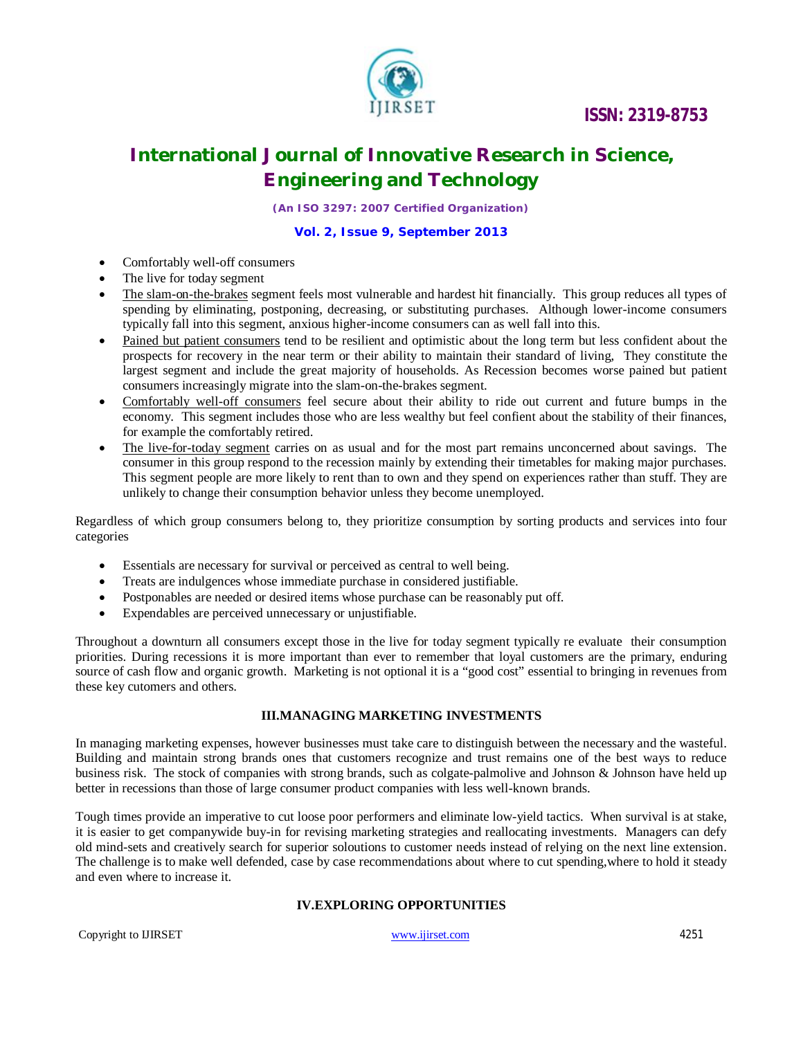- Comfortably well-off consumers
- The live for today segment
- The slam-on-the-brakes segment feels most vulnerable and hardest hit financially. This group reduces all types of spending by eliminating, postponing, decreasing, or substituting purchases. Although lower-income consumers typically fall into this segment, anxious higher-income consumers can as well fall into this.
- Pained but patient consumers tend to be resilient and optimistic about the long term but less confident about the prospects for recovery in the near term or their ability to maintain their standard of living, They constitute the largest segment and include the great majority of households. As Recession becomes worse pained but patient consumers increasingly migrate into the slam-on-the-brakes segment.
- Comfortably well-off consumers feel secure about their ability to ride out current and future bumps in the economy. This segment includes those who are less wealthy but feel confient about the stability of their finances, for example the comfortably retired.
- The live-for-today segment carries on as usual and for the most part remains unconcerned about savings. The consumer in this group respond to the recession mainly by extending their timetables for making major purchases. This segment people are more likely to rent than to own and they spend on experiences rather than stuff. They are unlikely to change their consumption behavior unless they become unemployed.

Regardless of which group consumers belong to, they prioritize consumption by sorting products and services into four categories

- Essentials are necessary for survival or perceived as central to well being.
- Treats are indulgences whose immediate purchase in considered justifiable.
- Postponables are needed or desired items whose purchase can be reasonably put off.
- Expendables are perceived unnecessary or unjustifiable.

Throughout a downturn all consumers except those in the live for today segment typically re evaluate their consumption priorities. During recessions it is more important than ever to remember that loyal customers are the primary, enduring source of cash flow and organic growth. Marketing is not optional it is a "good cost" essential to bringing in revenues from these key cutomers and others.

## III.MANAGING MARKETING INVESTMENTS

In managing marketing expenses, however businesses must take care to distinguish between the necessary and the wasteful. Building and maintain strong brands ones that customers recognize and trust remains one of the best ways to reduce business risk. The stock of companies with strong brands, such as colgate-palmolive and Johnson & Johnson have held up better in recessions than those of large consumer product companies with less well-known brands.

Tough times provide an imperative to cut loose poor performers and eliminate low-yield tactics. When survival is at stake, it is easier to get companywide buy-in for revising marketing strategies and reallocating investments. Managers can defy old mind-sets and creatively search for superior soloutions to customer needs instead of relying on the next line extension. The challenge is to make well defended, case by case recommendations about where to cut spending,where to hold it steady and even where to increase it.

## IV.EXPLORING OPPORTUNITIES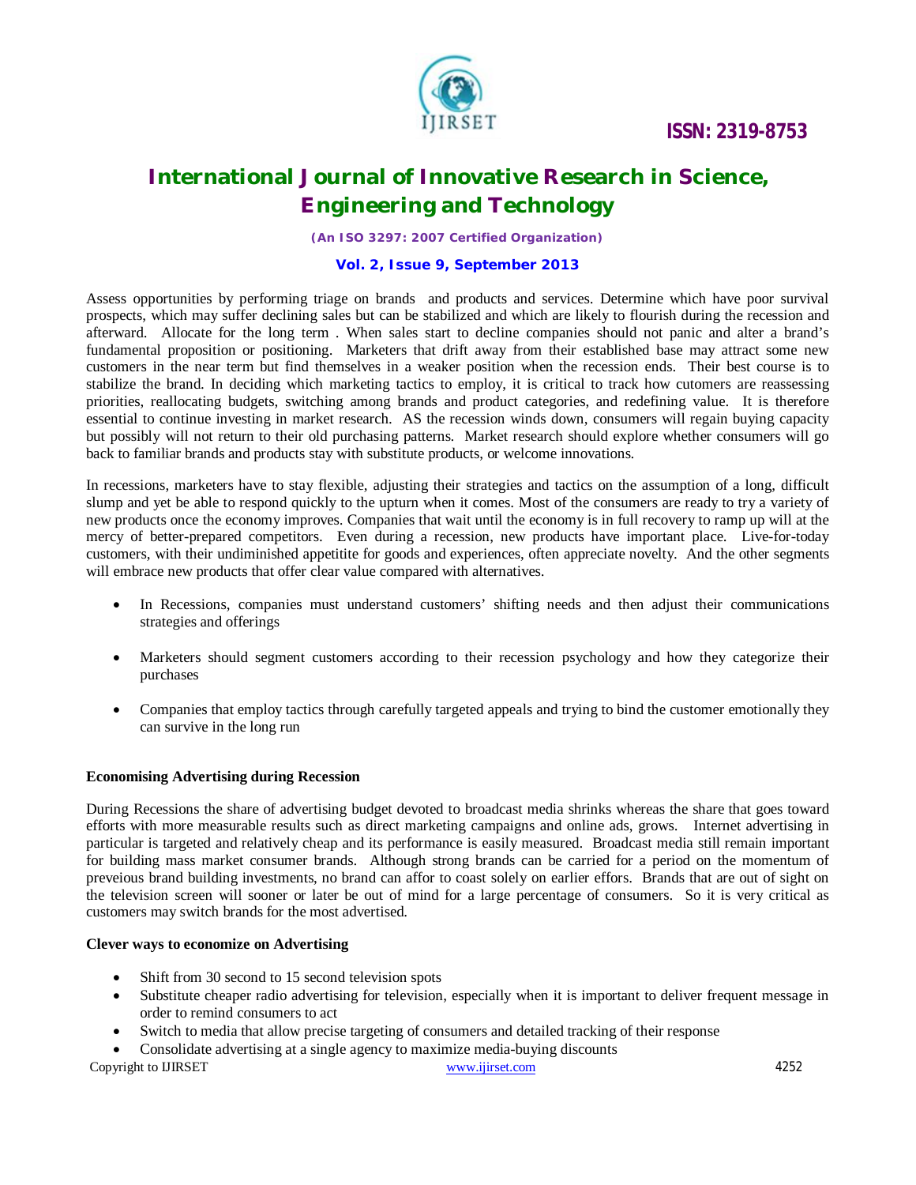Assess opportunities by performing triage on brands and products and services. Determine which have poor survival prospects, which may suffer declining sales but can be stabilized and which are likely to flourish during the recession and afterward. Allocate for the long term . When sales start to decline companies should not panic and alter a brand's fundamental proposition or positioning. Marketers that drift away from their established base may attract some new customers in the near term but find themselves in a weaker position when the recession ends. Their best course is to stabilize the brand. In deciding which marketing tactics to employ, it is critical to track how cutomers are reassessing priorities, reallocating budgets, switching among brands and product categories, and redefining value. It is therefore essential to continue investing in market research. AS the recession winds down, consumers will regain buying capacity but possibly will not return to their old purchasing patterns. Market research should explore whether consumers will go back to familiar brands and products stay with substitute products, or welcome innovations.

In recessions, marketers have to stay flexible, adjusting their strategies and tactics on the assumption of a long, difficult slump and yet be able to respond quickly to the upturn when it comes. Most of the consumers are ready to try a variety of new products once the economy improves. Companies that wait until the economy is in full recovery to ramp up will at the mercy of better-prepared competitors. Even during a recession, new products have important place. Live-for-today customers, with their undiminished appetitite for goods and experiences, often appreciate novelty. And the other segments will embrace new products that offer clear value compared with alternatives.

- In Recessions, companies must understand customers' shifting needs and then adjust their communications strategies and offerings
- Marketers should segment customers according to their recession psychology and how they categorize their purchases
- Companies that employ tactics through carefully targeted appeals and trying to bind the customer emotionally they can survive in the long run

**Economising Advertising during Recession**

During Recessions the share of advertising budget devoted to broadcast media shrinks whereas the share that goes toward efforts with more measurable results such as direct marketing campaigns and online ads, grows. Internet advertising in particular is targeted and relatively cheap and its performance is easily measured. Broadcast media still remain important for building mass market consumer brands. Although strong brands can be carried for a period on the momentum of preveious brand building investments, no brand can affor to coast solely on earlier effors. Brands that are out of sight on the television screen will sooner or later be out of mind for a large percentage of consumers. So it is very critical as customers may switch brands for the most advertised.

**Clever ways to economize on Advertising**

- Shift from 30 second to 15 second television spots
- Substitute cheaper radio advertising for television, especially when it is important to deliver frequent message in order to remind consumers to act
- Switch to media that allow precise targeting of consumers and detailed tracking of their response
- Consolidate advertising at a single agency to maximize media-buying discounts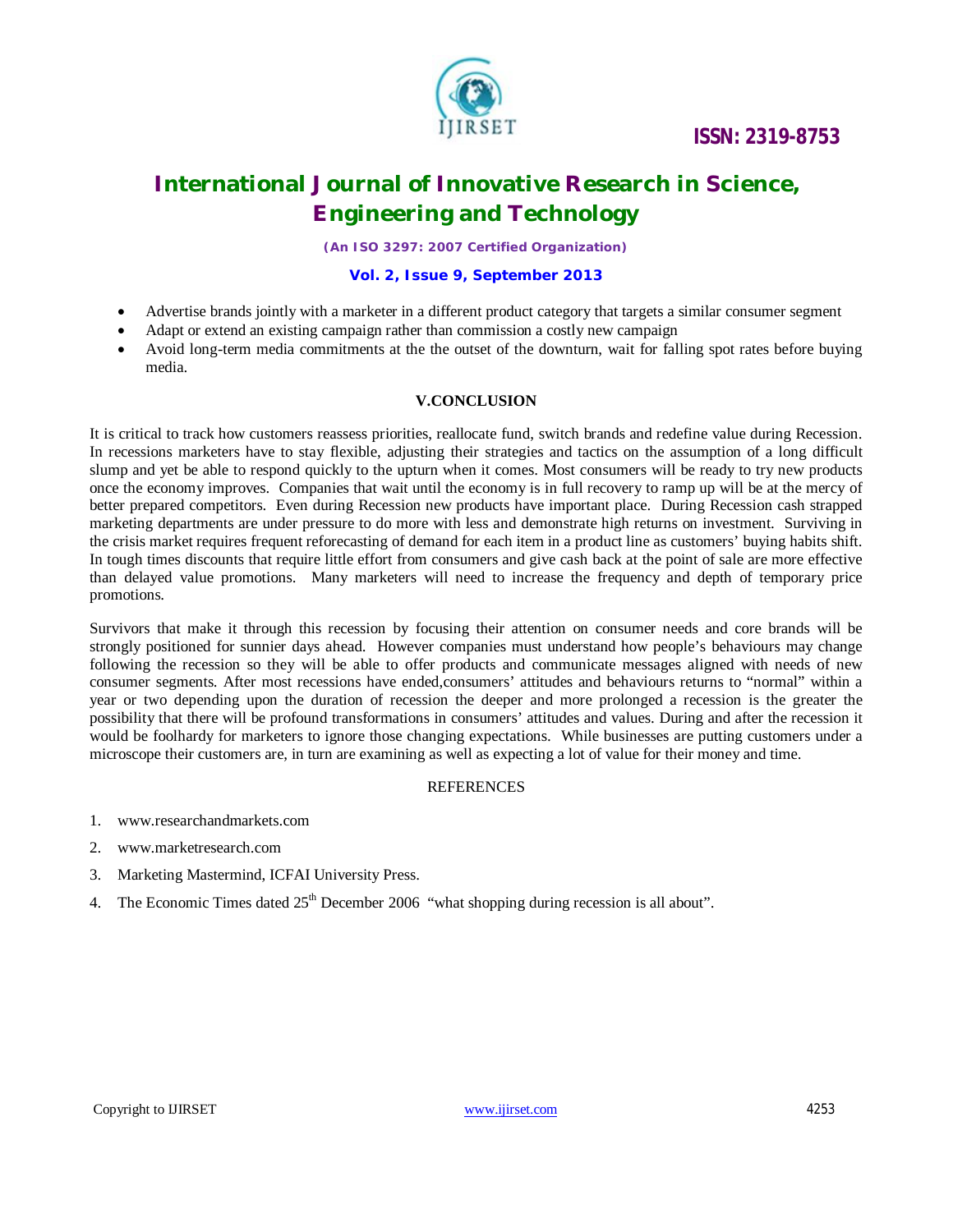- Advertise brands jointly with a marketer in a different product category that targets a similar consumer segment
- Adapt or extend an existing campaign rather than commission a costly new campaign
- Avoid long-term media commitments at the the outset of the downturn, wait for falling spot rates before buying media.

## V.CONCLUSION

It is critical to track how customers reassess priorities, reallocate fund, switch brands and redefine value during Recession. In recessions marketers have to stay flexible, adjusting their strategies and tactics on the assumption of a long difficult slump and yet be able to respond quickly to the upturn when it comes. Most consumers will be ready to try new products once the economy improves. Companies that wait until the economy is in full recovery to ramp up will be at the mercy of better prepared competitors. Even during Recession new products have important place. During Recession cash strapped marketing departments are under pressure to do more with less and demonstrate high returns on investment. Surviving in the crisis market requires frequent reforecasting of demand for each item in a product line as customers' buying habits shift. In tough times discounts that require little effort from consumers and give cash back at the point of sale are more effective than delayed value promotions. Many marketers will need to increase the frequency and depth of temporary price promotions.

Survivors that make it through this recession by focusing their attention on consumer needs and core brands will be strongly positioned for sunnier days ahead. However companies must understand how people's behaviours may change following the recession so they will be able to offer products and communicate messages aligned with needs of new consumer segments. After most recessions have ended,consumers' attitudes and behaviours returns to "normal" within a year or two depending upon the duration of recession the deeper and more prolonged a recession is the greater the possibility that there will be profound transformations in consumers' attitudes and values. During and after the recession it would be foolhardy for marketers to ignore those changing expectations. While businesses are putting customers under a microscope their customers are, in turn are examining as well as expecting a lot of value for their money and time.

## REFERENCES

1. www.researchandmarkets.com
2. www.marketresearch.com
3. Marketing Mastermind, ICFAI University Press.
4. The Economic Times dated 25th December 2006 "what shopping during recession is all about".